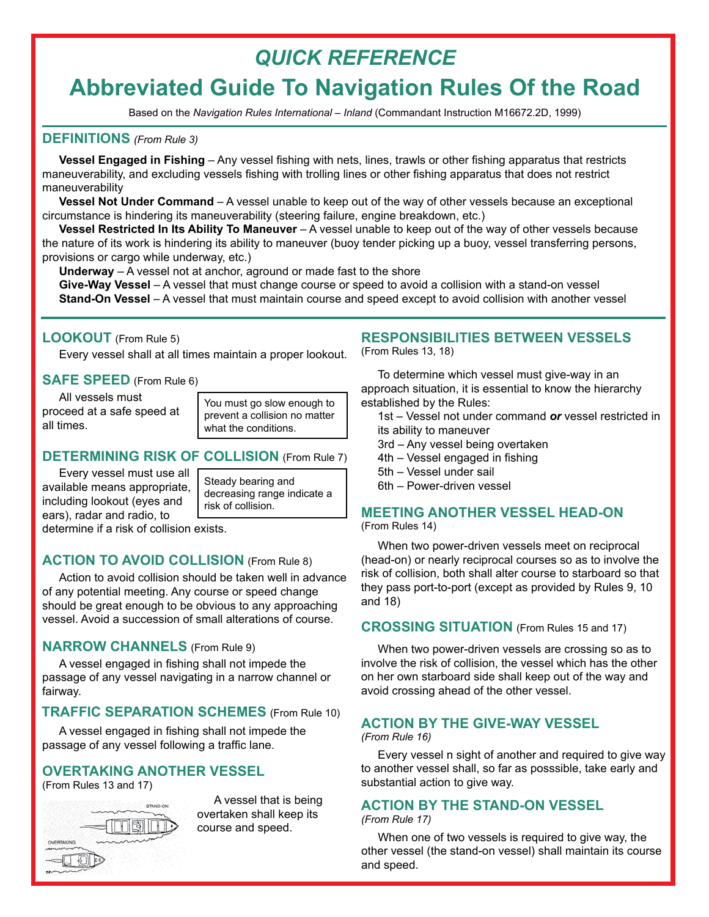# *QUICK REFERENCE*

# Abbreviated Guide To Navigation Rules Of the Road

Based on the *Navigation Rules International – Inland* (Commandant Instruction M16672.2D, 1999)

## DEFINITIONS *(From Rule 3)*

**Vessel Engaged in Fishing** – Any vessel fishing with nets, lines, trawls or other fishing apparatus that restricts maneuverability, and excluding vessels fishing with trolling lines or other fishing apparatus that does not restrict maneuverability

**Vessel Not Under Command** – A vessel unable to keep out of the way of other vessels because an exceptional circumstance is hindering its maneuverability (steering failure, engine breakdown, etc.)

**Vessel Restricted In Its Ability To Maneuver** – A vessel unable to keep out of the way of other vessels because the nature of its work is hindering its ability to maneuver (buoy tender picking up a buoy, vessel transferring persons, provisions or cargo while underway, etc.)

**Underway** – A vessel not at anchor, aground or made fast to the shore

**Give-Way Vessel** – A vessel that must change course or speed to avoid a collision with a stand-on vessel

**Stand-On Vessel** – A vessel that must maintain course and speed except to avoid collision with another vessel

## LOOKOUT (From Rule 5)

Every vessel shall at all times maintain a proper lookout.

## SAFE SPEED (From Rule 6)

All vessels must proceed at a safe speed at all times.

You must go slow enough to prevent a collision no matter what the conditions.

## DETERMINING RISK OF COLLISION (From Rule 7)

Every vessel must use all available means appropriate, including lookout (eyes and ears), radar and radio, to determine if a risk of collision exists.

Steady bearing and decreasing range indicate a risk of collision.

## ACTION TO AVOID COLLISION (From Rule 8)

Action to avoid collision should be taken well in advance of any potential meeting. Any course or speed change should be great enough to be obvious to any approaching vessel. Avoid a succession of small alterations of course.

## NARROW CHANNELS (From Rule 9)

A vessel engaged in fishing shall not impede the passage of any vessel navigating in a narrow channel or fairway.

## TRAFFIC SEPARATION SCHEMES (From Rule 10)

A vessel engaged in fishing shall not impede the passage of any vessel following a traffic lane.

## OVERTAKING ANOTHER VESSEL

(From Rules 13 and 17)

STAND-ON

OVERTAKING

A vessel that is being overtaken shall keep its course and speed.

## RESPONSIBILITIES BETWEEN VESSELS

(From Rules 13, 18)

To determine which vessel must give-way in an approach situation, it is essential to know the hierarchy established by the Rules:

1st – Vessel not under command ***or*** vessel restricted in its ability to maneuver
3rd – Any vessel being overtaken
4th – Vessel engaged in fishing
5th – Vessel under sail
6th – Power-driven vessel

## MEETING ANOTHER VESSEL HEAD-ON

(From Rules 14)

When two power-driven vessels meet on reciprocal (head-on) or nearly reciprocal courses so as to involve the risk of collision, both shall alter course to starboard so that they pass port-to-port (except as provided by Rules 9, 10 and 18)

## CROSSING SITUATION (From Rules 15 and 17)

When two power-driven vessels are crossing so as to involve the risk of collision, the vessel which has the other on her own starboard side shall keep out of the way and avoid crossing ahead of the other vessel.

## ACTION BY THE GIVE-WAY VESSEL

*(From Rule 16)*

Every vessel n sight of another and required to give way to another vessel shall, so far as posssible, take early and substantial action to give way.

## ACTION BY THE STAND-ON VESSEL

*(From Rule 17)*

When one of two vessels is required to give way, the other vessel (the stand-on vessel) shall maintain its course and speed.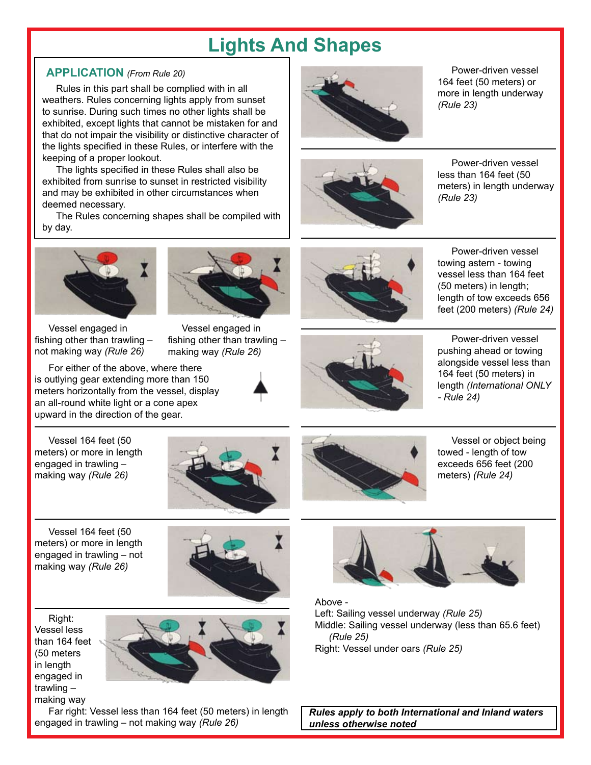# Lights And Shapes

## APPLICATION *(From Rule 20)*

Rules in this part shall be complied with in all weathers. Rules concerning lights apply from sunset to sunrise. During such times no other lights shall be exhibited, except lights that cannot be mistaken for and that do not impair the visibility or distinctive character of the lights specified in these Rules, or interfere with the keeping of a proper lookout.

The lights specified in these Rules shall also be exhibited from sunrise to sunset in restricted visibility and may be exhibited in other circumstances when deemed necessary.

The Rules concerning shapes shall be compiled with by day.

Vessel engaged in fishing other than trawling – not making way *(Rule 26)*

Vessel engaged in fishing other than trawling – making way *(Rule 26)*

For either of the above, where there is outlying gear extending more than 150 meters horizontally from the vessel, display an all-round white light or a cone apex upward in the direction of the gear.

Vessel 164 feet (50 meters) or more in length engaged in trawling – making way *(Rule 26)*

Vessel 164 feet (50 meters) or more in length engaged in trawling – not making way *(Rule 26)*

Right: Vessel less than 164 feet (50 meters in length engaged in trawling – making way

Far right: Vessel less than 164 feet (50 meters) in length engaged in trawling – not making way *(Rule 26)*

Power-driven vessel 164 feet (50 meters) or more in length underway *(Rule 23)*

Power-driven vessel less than 164 feet (50 meters) in length underway *(Rule 23)*

Power-driven vessel towing astern - towing vessel less than 164 feet (50 meters) in length; length of tow exceeds 656 feet (200 meters) *(Rule 24)*

Power-driven vessel pushing ahead or towing alongside vessel less than 164 feet (50 meters) in length *(International ONLY - Rule 24)*

Vessel or object being towed - length of tow exceeds 656 feet (200 meters) *(Rule 24)*

Above -
Left: Sailing vessel underway *(Rule 25)*
Middle: Sailing vessel underway (less than 65.6 feet) *(Rule 25)*
Right: Vessel under oars *(Rule 25)*

***Rules apply to both International and Inland waters unless otherwise noted***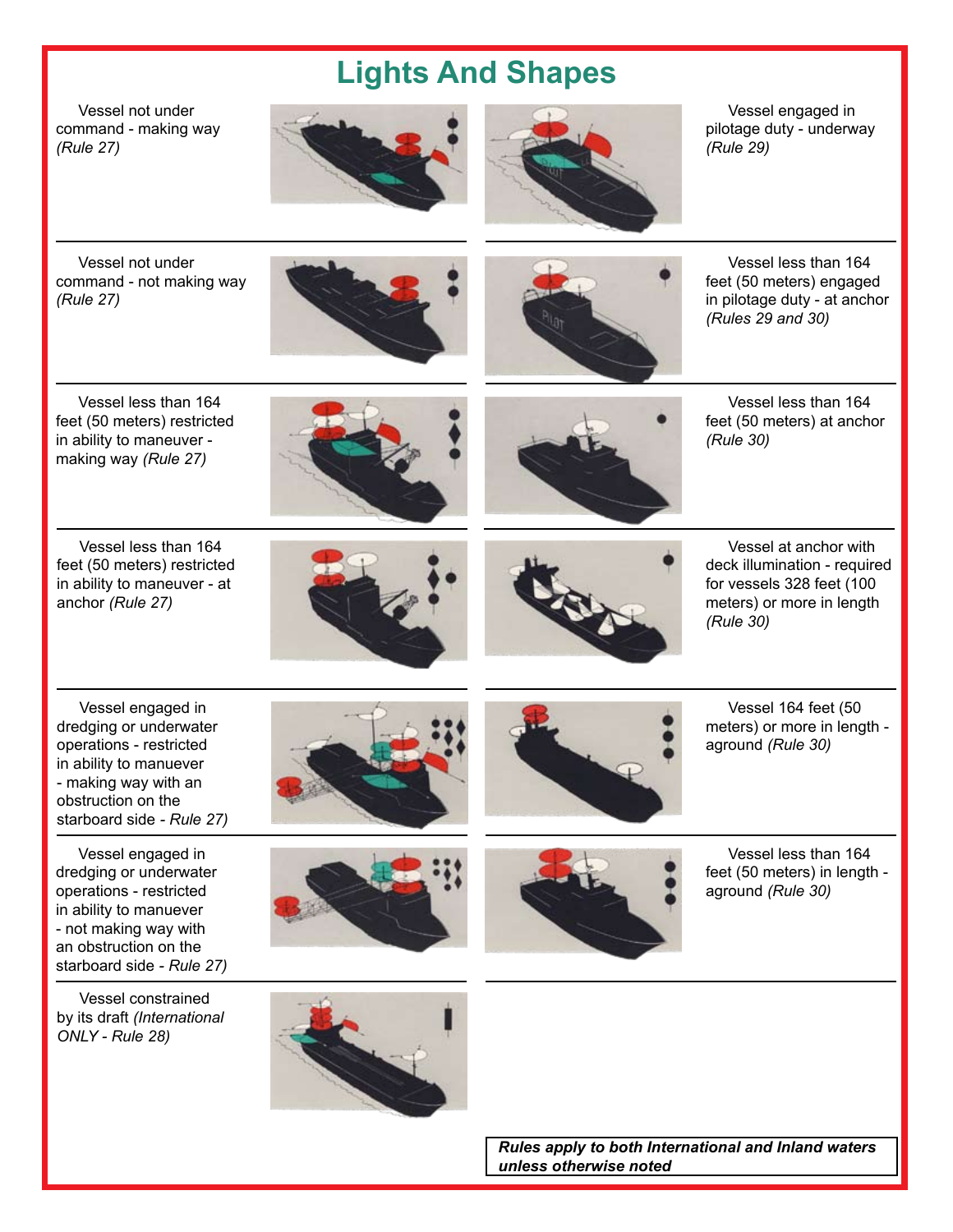# Lights And Shapes

Vessel not under command - making way *(Rule 27)*

Vessel engaged in pilotage duty - underway *(Rule 29)*

Vessel not under command - not making way *(Rule 27)*

Vessel less than 164 feet (50 meters) engaged in pilotage duty - at anchor *(Rules 29 and 30)*

Vessel less than 164 feet (50 meters) restricted in ability to maneuver - making way *(Rule 27)*

Vessel less than 164 feet (50 meters) at anchor *(Rule 30)*

Vessel less than 164 feet (50 meters) restricted in ability to maneuver - at anchor *(Rule 27)*

Vessel at anchor with deck illumination - required for vessels 328 feet (100 meters) or more in length *(Rule 30)*

Vessel engaged in dredging or underwater operations - restricted in ability to manuever - making way with an obstruction on the starboard side - *Rule 27)*

Vessel 164 feet (50 meters) or more in length - aground *(Rule 30)*

Vessel engaged in dredging or underwater operations - restricted in ability to manuever - not making way with an obstruction on the starboard side - *Rule 27)*

Vessel less than 164 feet (50 meters) in length - aground *(Rule 30)*

Vessel constrained by its draft *(International ONLY - Rule 28)*

***Rules apply to both International and Inland waters unless otherwise noted***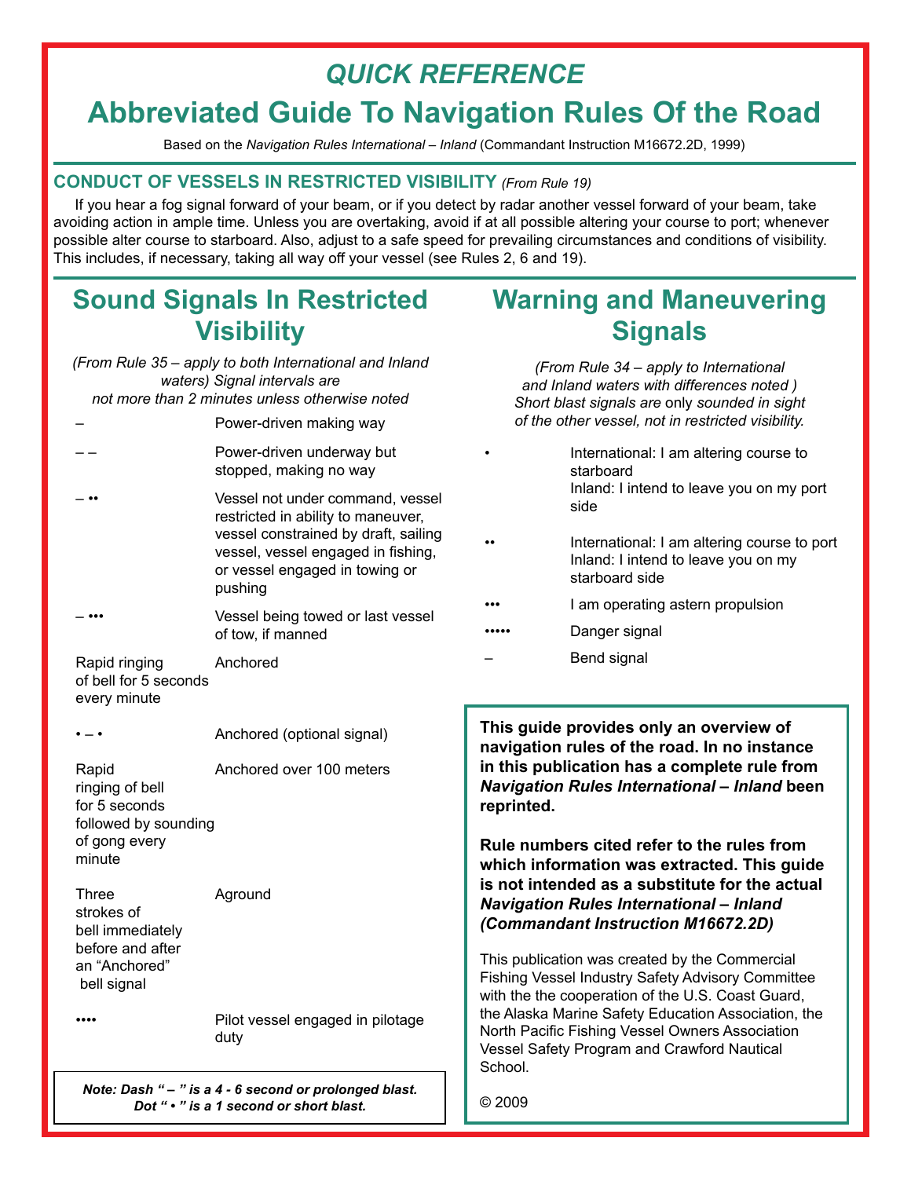# *QUICK REFERENCE*

# Abbreviated Guide To Navigation Rules Of the Road

Based on the *Navigation Rules International – Inland* (Commandant Instruction M16672.2D, 1999)

### CONDUCT OF VESSELS IN RESTRICTED VISIBILITY *(From Rule 19)*

If you hear a fog signal forward of your beam, or if you detect by radar another vessel forward of your beam, take avoiding action in ample time. Unless you are overtaking, avoid if at all possible altering your course to port; whenever possible alter course to starboard. Also, adjust to a safe speed for prevailing circumstances and conditions of visibility. This includes, if necessary, taking all way off your vessel (see Rules 2, 6 and 19).

## Sound Signals In Restricted Visibility

*(From Rule 35 – apply to both International and Inland waters) Signal intervals are not more than 2 minutes unless otherwise noted*

| | |
|---|---|
| – | Power-driven making way |
| – – | Power-driven underway but stopped, making no way |
| – •• | Vessel not under command, vessel restricted in ability to maneuver, vessel constrained by draft, sailing vessel, vessel engaged in fishing, or vessel engaged in towing or pushing |
| – ••• | Vessel being towed or last vessel of tow, if manned |
| Rapid ringing of bell for 5 seconds every minute | Anchored |
| • – • | Anchored (optional signal) |
| Rapid ringing of bell for 5 seconds followed by sounding of gong every minute | Anchored over 100 meters |
| Three strokes of bell immediately before and after an "Anchored" bell signal | Aground |
| •••• | Pilot vessel engaged in pilotage duty |

***Note: Dash " – " is a 4 - 6 second or prolonged blast. Dot " • " is a 1 second or short blast.***

## Warning and Maneuvering Signals

*(From Rule 34 – apply to International and Inland waters with differences noted ) Short blast signals are only sounded in sight of the other vessel, not in restricted visibility.*

| | |
|---|---|
| • | International: I am altering course to starboard<br>Inland: I intend to leave you on my port side |
| •• | International: I am altering course to port<br>Inland: I intend to leave you on my starboard side |
| ••• | I am operating astern propulsion |
| ••••• | Danger signal |
| – | Bend signal |

**This guide provides only an overview of navigation rules of the road. In no instance in this publication has a complete rule from *Navigation Rules International – Inland* been reprinted.**

**Rule numbers cited refer to the rules from which information was extracted. This guide is not intended as a substitute for the actual *Navigation Rules International – Inland (Commandant Instruction M16672.2D)***

This publication was created by the Commercial Fishing Vessel Industry Safety Advisory Committee with the the cooperation of the U.S. Coast Guard, the Alaska Marine Safety Education Association, the North Pacific Fishing Vessel Owners Association Vessel Safety Program and Crawford Nautical School.

© 2009